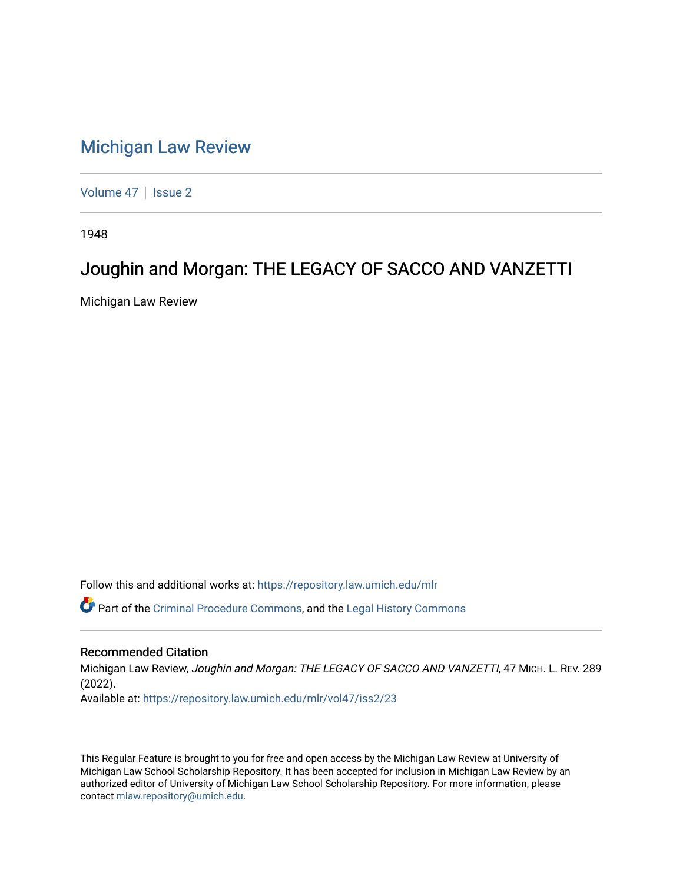# Michigan Law Review

Volume 47 | Issue 2

1948

## Joughin and Morgan: THE LEGACY OF SACCO AND VANZETTI

Michigan Law Review

Follow this and additional works at: https://repository.law.umich.edu/mlr

Part of the Criminal Procedure Commons, and the Legal History Commons

### Recommended Citation

Michigan Law Review, *Joughin and Morgan: THE LEGACY OF SACCO AND VANZETTI*, 47 MICH. L. REV. 289 (2022).

Available at: https://repository.law.umich.edu/mlr/vol47/iss2/23

This Regular Feature is brought to you for free and open access by the Michigan Law Review at University of Michigan Law School Scholarship Repository. It has been accepted for inclusion in Michigan Law Review by an authorized editor of University of Michigan Law School Scholarship Repository. For more information, please contact mlaw.repository@umich.edu.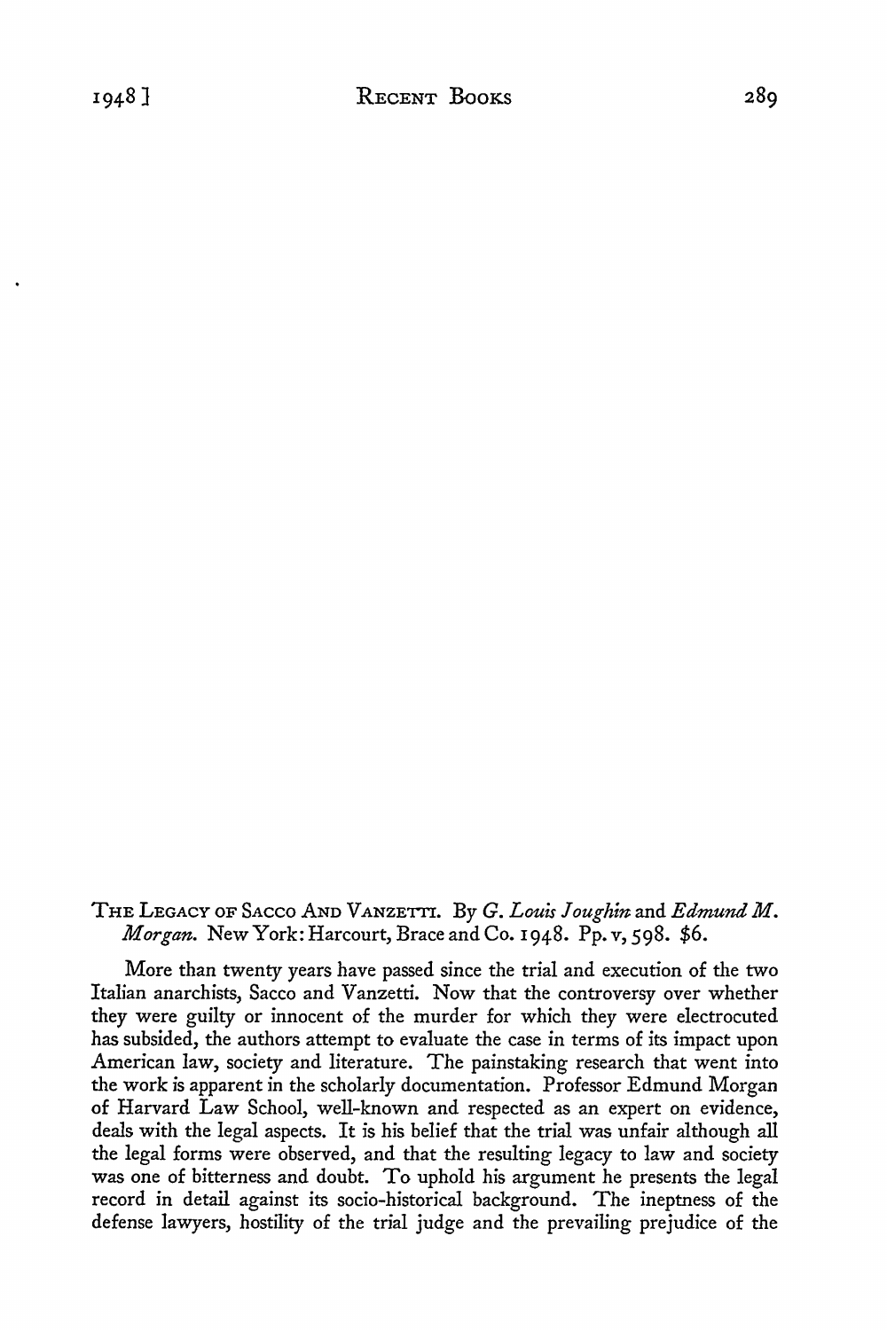THE LEGACY OF SACCO AND VANZETTI. By *G. Louis Joughin* and *Edmund M. Morgan*. New York: Harcourt, Brace and Co. 1948. Pp. v, 598. $6.

More than twenty years have passed since the trial and execution of the two Italian anarchists, Sacco and Vanzetti. Now that the controversy over whether they were guilty or innocent of the murder for which they were electrocuted has subsided, the authors attempt to evaluate the case in terms of its impact upon American law, society and literature. The painstaking research that went into the work is apparent in the scholarly documentation. Professor Edmund Morgan of Harvard Law School, well-known and respected as an expert on evidence, deals with the legal aspects. It is his belief that the trial was unfair although all the legal forms were observed, and that the resulting legacy to law and society was one of bitterness and doubt. To uphold his argument he presents the legal record in detail against its socio-historical background. The ineptness of the defense lawyers, hostility of the trial judge and the prevailing prejudice of the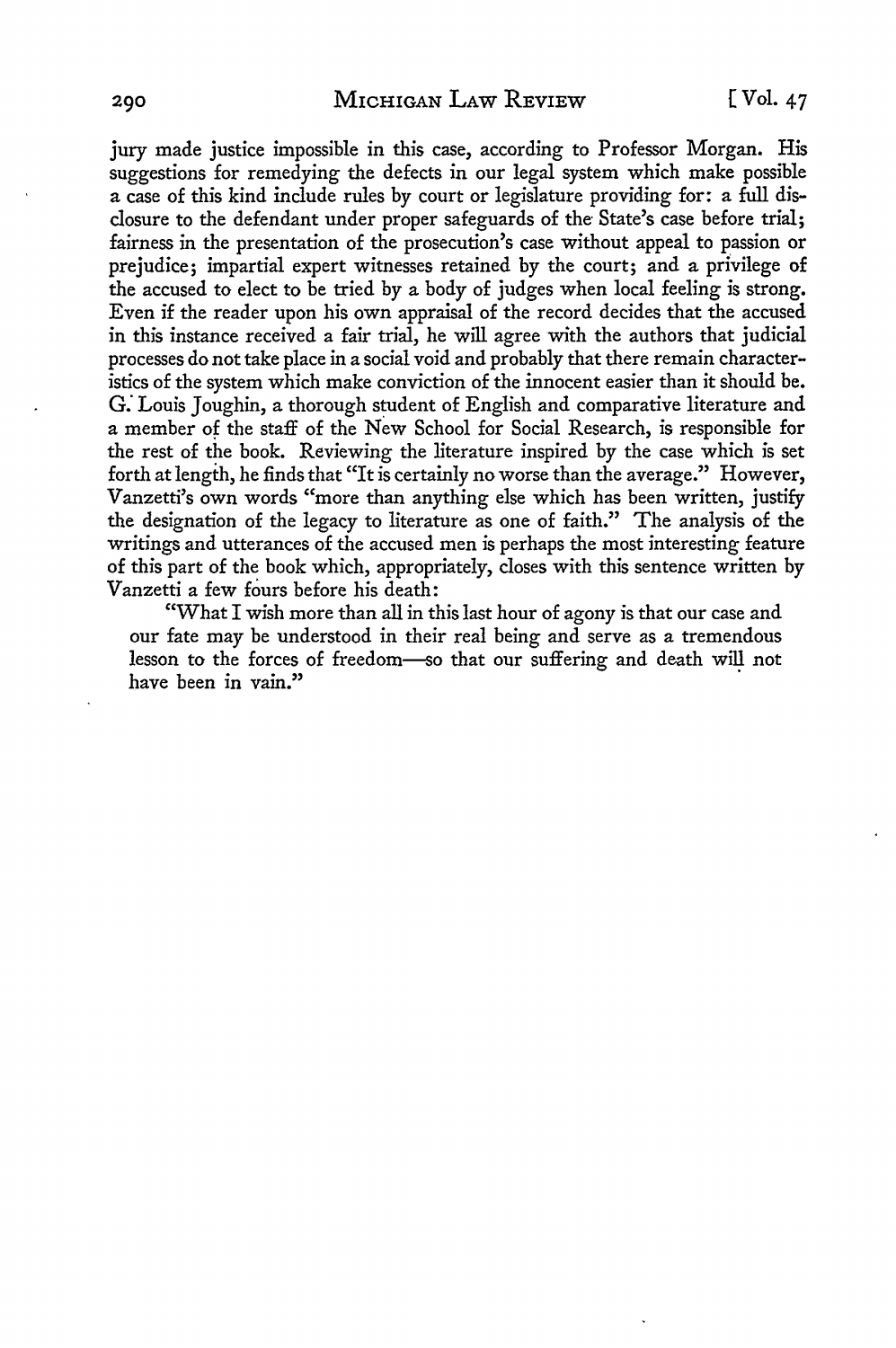jury made justice impossible in this case, according to Professor Morgan. His suggestions for remedying the defects in our legal system which make possible a case of this kind include rules by court or legislature providing for: a full disclosure to the defendant under proper safeguards of the State's case before trial; fairness in the presentation of the prosecution's case without appeal to passion or prejudice; impartial expert witnesses retained by the court; and a privilege of the accused to elect to be tried by a body of judges when local feeling is strong. Even if the reader upon his own appraisal of the record decides that the accused in this instance received a fair trial, he will agree with the authors that judicial processes do not take place in a social void and probably that there remain characteristics of the system which make conviction of the innocent easier than it should be. G. Louis Joughin, a thorough student of English and comparative literature and a member of the staff of the New School for Social Research, is responsible for the rest of the book. Reviewing the literature inspired by the case which is set forth at length, he finds that "It is certainly no worse than the average." However, Vanzetti's own words "more than anything else which has been written, justify the designation of the legacy to literature as one of faith." The analysis of the writings and utterances of the accused men is perhaps the most interesting feature of this part of the book which, appropriately, closes with this sentence written by Vanzetti a few fours before his death:

"What I wish more than all in this last hour of agony is that our case and our fate may be understood in their real being and serve as a tremendous lesson to the forces of freedom—so that our suffering and death will not have been in vain."